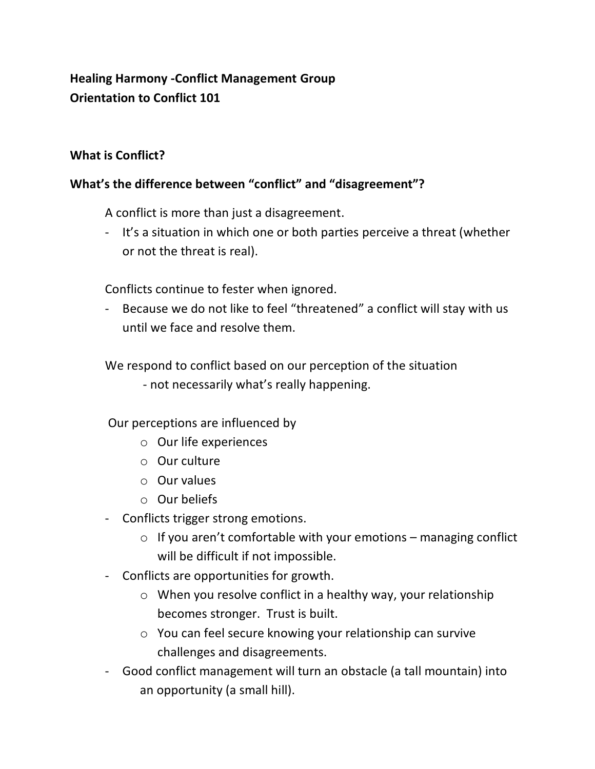**Healing Harmony -Conflict Management Group**
**Orientation to Conflict 101**

**What is Conflict?**

**What's the difference between "conflict" and "disagreement"?**

A conflict is more than just a disagreement.

- It's a situation in which one or both parties perceive a threat (whether or not the threat is real).

Conflicts continue to fester when ignored.

- Because we do not like to feel "threatened" a conflict will stay with us until we face and resolve them.

We respond to conflict based on our perception of the situation
- not necessarily what's really happening.

Our perceptions are influenced by

- Our life experiences
- Our culture
- Our values
- Our beliefs

- Conflicts trigger strong emotions.
  - If you aren't comfortable with your emotions – managing conflict will be difficult if not impossible.
- Conflicts are opportunities for growth.
  - When you resolve conflict in a healthy way, your relationship becomes stronger. Trust is built.
  - You can feel secure knowing your relationship can survive challenges and disagreements.
- Good conflict management will turn an obstacle (a tall mountain) into an opportunity (a small hill).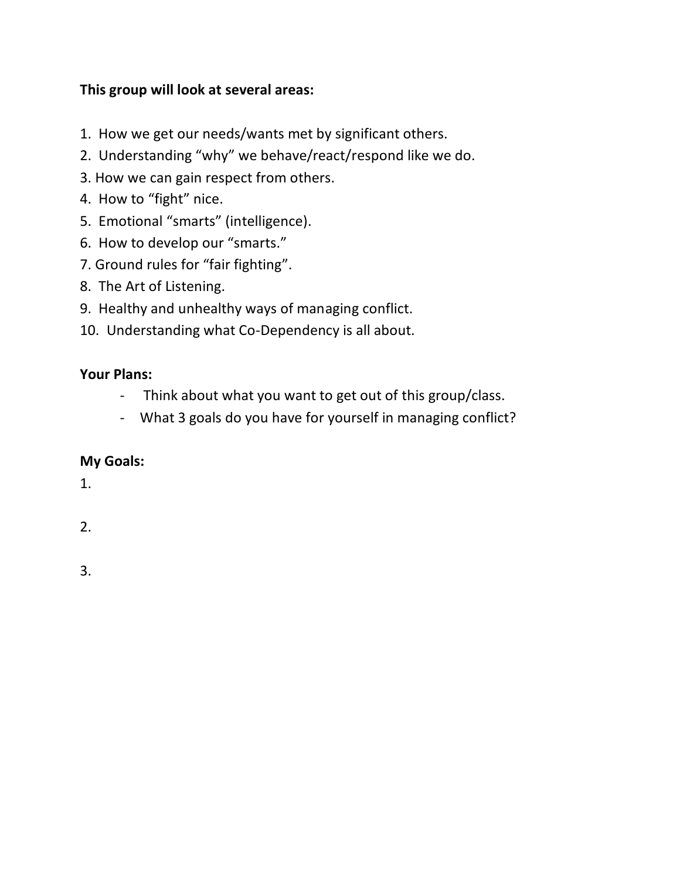**This group will look at several areas:**

1. How we get our needs/wants met by significant others.
2. Understanding "why" we behave/react/respond like we do.
3. How we can gain respect from others.
4. How to "fight" nice.
5. Emotional "smarts" (intelligence).
6. How to develop our "smarts."
7. Ground rules for "fair fighting".
8. The Art of Listening.
9. Healthy and unhealthy ways of managing conflict.
10. Understanding what Co-Dependency is all about.

**Your Plans:**

- Think about what you want to get out of this group/class.
- What 3 goals do you have for yourself in managing conflict?

**My Goals:**

1.

2.

3.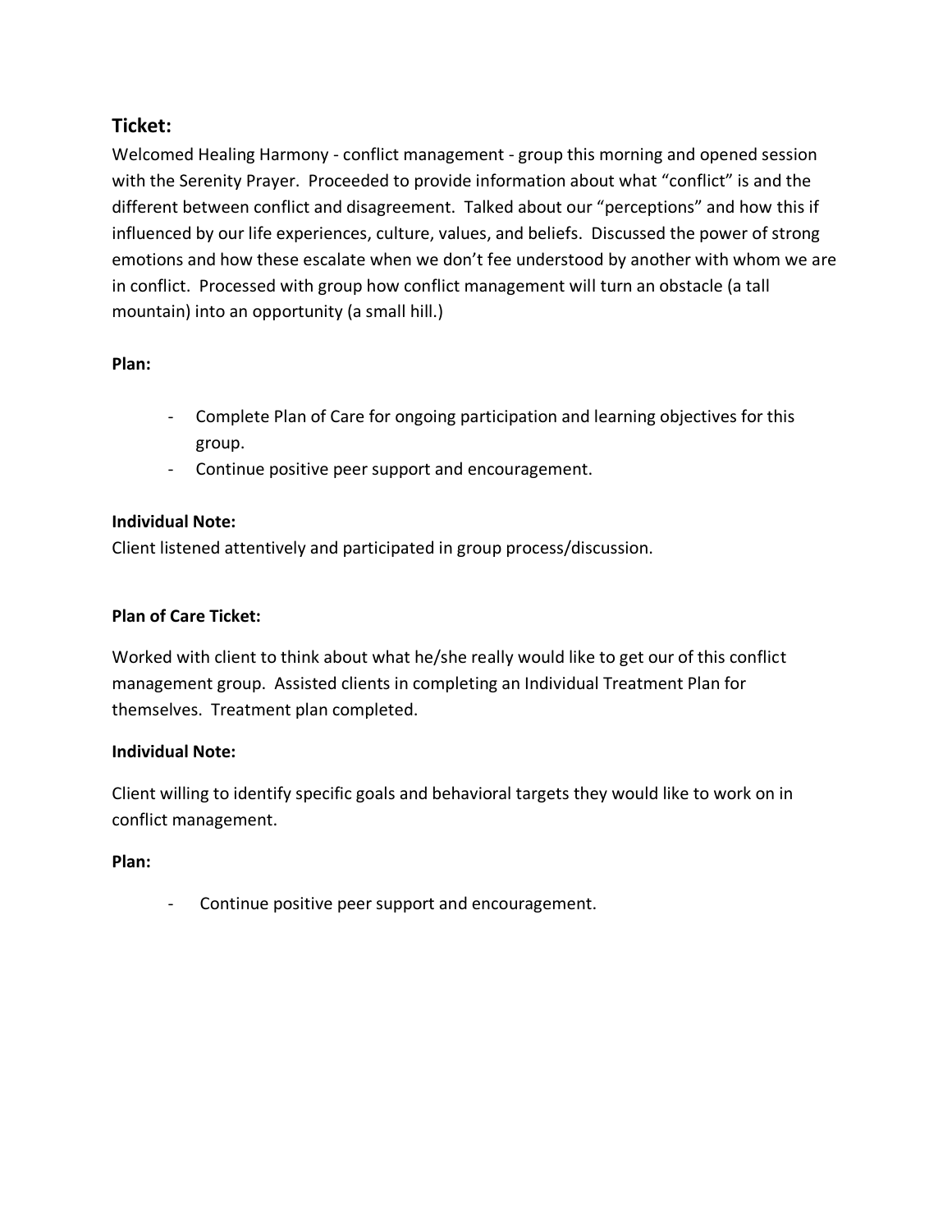## Ticket:

Welcomed Healing Harmony - conflict management - group this morning and opened session with the Serenity Prayer. Proceeded to provide information about what "conflict" is and the different between conflict and disagreement. Talked about our "perceptions" and how this if influenced by our life experiences, culture, values, and beliefs. Discussed the power of strong emotions and how these escalate when we don't fee understood by another with whom we are in conflict. Processed with group how conflict management will turn an obstacle (a tall mountain) into an opportunity (a small hill.)

**Plan:**

- Complete Plan of Care for ongoing participation and learning objectives for this group.
- Continue positive peer support and encouragement.

**Individual Note:**

Client listened attentively and participated in group process/discussion.

**Plan of Care Ticket:**

Worked with client to think about what he/she really would like to get our of this conflict management group. Assisted clients in completing an Individual Treatment Plan for themselves. Treatment plan completed.

**Individual Note:**

Client willing to identify specific goals and behavioral targets they would like to work on in conflict management.

**Plan:**

- Continue positive peer support and encouragement.